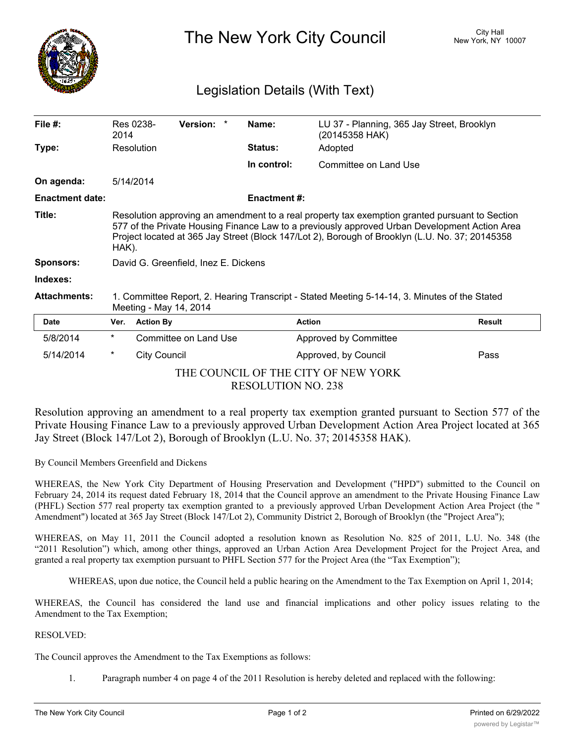# The New York City Council

City Hall
New York, NY 10007

## Legislation Details (With Text)

| | | | | | |
|---|---|---|---|---|---|
| **File #:** | Res 0238-2014 | **Version:** * | | **Name:** | LU 37 - Planning, 365 Jay Street, Brooklyn (20145358 HAK) |
| **Type:** | Resolution | | | **Status:** | Adopted |
| | | | | **In control:** | Committee on Land Use |
| **On agenda:** | 5/14/2014 | | | | |
| **Enactment date:** | | | | **Enactment #:** | |

**Title:** Resolution approving an amendment to a real property tax exemption granted pursuant to Section 577 of the Private Housing Finance Law to a previously approved Urban Development Action Area Project located at 365 Jay Street (Block 147/Lot 2), Borough of Brooklyn (L.U. No. 37; 20145358 HAK).

**Sponsors:** David G. Greenfield, Inez E. Dickens

**Indexes:**

**Attachments:** 1. Committee Report, 2. Hearing Transcript - Stated Meeting 5-14-14, 3. Minutes of the Stated Meeting - May 14, 2014

| Date | Ver. | Action By | Action | Result |
|---|---|---|---|---|
| 5/8/2014 | * | Committee on Land Use | Approved by Committee | |
| 5/14/2014 | * | City Council | Approved, by Council | Pass |

THE COUNCIL OF THE CITY OF NEW YORK
RESOLUTION NO. 238

Resolution approving an amendment to a real property tax exemption granted pursuant to Section 577 of the Private Housing Finance Law to a previously approved Urban Development Action Area Project located at 365 Jay Street (Block 147/Lot 2), Borough of Brooklyn (L.U. No. 37; 20145358 HAK).

By Council Members Greenfield and Dickens

WHEREAS, the New York City Department of Housing Preservation and Development ("HPD") submitted to the Council on February 24, 2014 its request dated February 18, 2014 that the Council approve an amendment to the Private Housing Finance Law (PHFL) Section 577 real property tax exemption granted to a previously approved Urban Development Action Area Project (the " Amendment") located at 365 Jay Street (Block 147/Lot 2), Community District 2, Borough of Brooklyn (the "Project Area");

WHEREAS, on May 11, 2011 the Council adopted a resolution known as Resolution No. 825 of 2011, L.U. No. 348 (the "2011 Resolution") which, among other things, approved an Urban Action Area Development Project for the Project Area, and granted a real property tax exemption pursuant to PHFL Section 577 for the Project Area (the "Tax Exemption");

WHEREAS, upon due notice, the Council held a public hearing on the Amendment to the Tax Exemption on April 1, 2014;

WHEREAS, the Council has considered the land use and financial implications and other policy issues relating to the Amendment to the Tax Exemption;

RESOLVED:

The Council approves the Amendment to the Tax Exemptions as follows:

1. Paragraph number 4 on page 4 of the 2011 Resolution is hereby deleted and replaced with the following: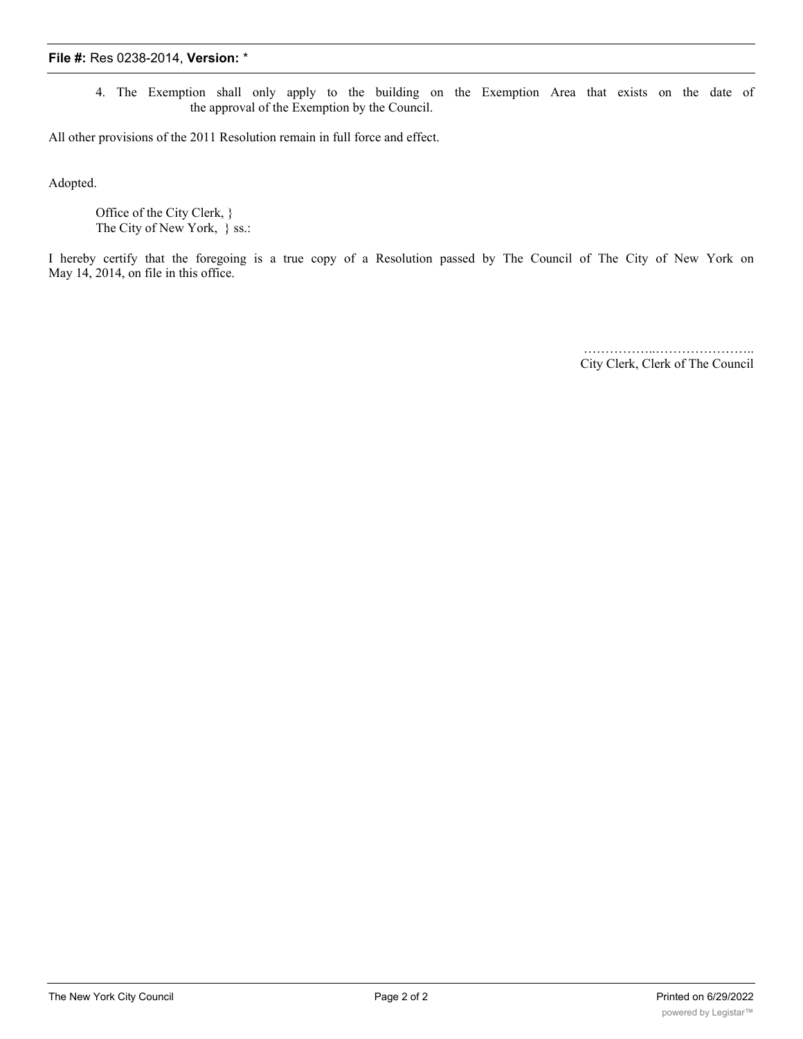4. The Exemption shall only apply to the building on the Exemption Area that exists on the date of the approval of the Exemption by the Council.

All other provisions of the 2011 Resolution remain in full force and effect.

Adopted.

Office of the City Clerk, }
The City of New York, } ss.:

I hereby certify that the foregoing is a true copy of a Resolution passed by The Council of The City of New York on May 14, 2014, on file in this office.

……………..…………………..
City Clerk, Clerk of The Council